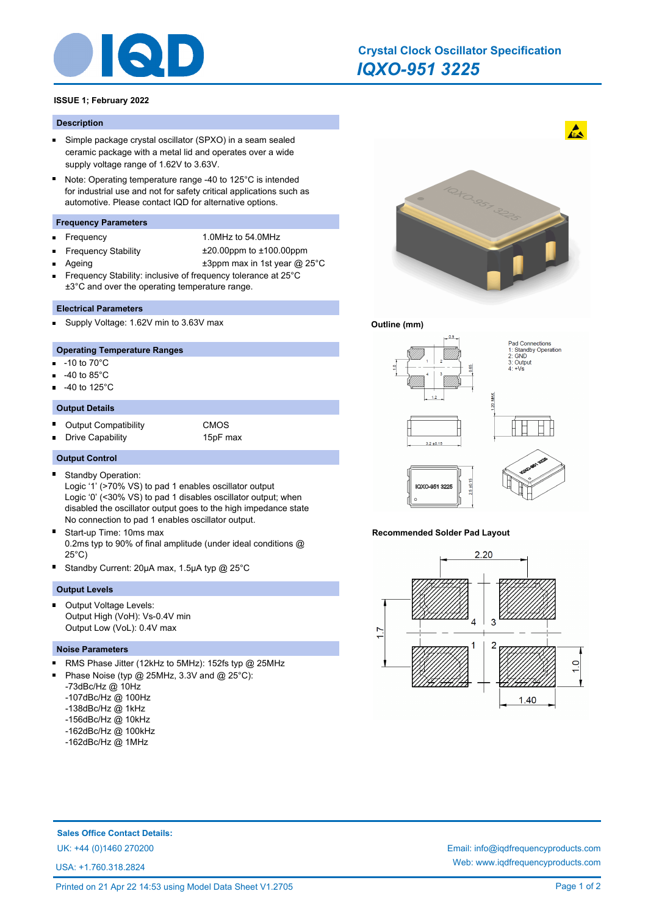# Crystal Clock Oscillator Specification

## *IQXO-951 3225*

**ISSUE 1; February 2022**

### Description

- Simple package crystal oscillator (SPXO) in a seam sealed ceramic package with a metal lid and operates over a wide supply voltage range of 1.62V to 3.63V.
- Note: Operating temperature range -40 to 125°C is intended for industrial use and not for safety critical applications such as automotive. Please contact IQD for alternative options.

### Frequency Parameters

- Frequency: 1.0MHz to 54.0MHz
- Frequency Stability: ±20.00ppm to ±100.00ppm
- Ageing: ±3ppm max in 1st year @ 25°C
- Frequency Stability: inclusive of frequency tolerance at 25°C ±3°C and over the operating temperature range.

### Electrical Parameters

- Supply Voltage: 1.62V min to 3.63V max

### Operating Temperature Ranges

- -10 to 70°C
- -40 to 85°C
- -40 to 125°C

### Output Details

- Output Compatibility: CMOS
- Drive Capability: 15pF max

### Output Control

- Standby Operation:
  Logic '1' (>70% VS) to pad 1 enables oscillator output
  Logic '0' (<30% VS) to pad 1 disables oscillator output; when disabled the oscillator output goes to the high impedance state
  No connection to pad 1 enables oscillator output.
- Start-up Time: 10ms max
  0.2ms typ to 90% of final amplitude (under ideal conditions @ 25°C)
- Standby Current: 20μA max, 1.5μA typ @ 25°C

### Output Levels

- Output Voltage Levels:
  Output High (VoH): Vs-0.4V min
  Output Low (VoL): 0.4V max

### Noise Parameters

- RMS Phase Jitter (12kHz to 5MHz): 152fs typ @ 25MHz
- Phase Noise (typ @ 25MHz, 3.3V and 25°C):
  -73dBc/Hz @ 10Hz
  -107dBc/Hz @ 100Hz
  -138dBc/Hz @ 1kHz
  -156dBc/Hz @ 10kHz
  -162dBc/Hz @ 100kHz
  -162dBc/Hz @ 1MHz

### Outline (mm)

Pad Connections
1: Standby Operation
2: GND
3: Output
4: +Vs

### Recommended Solder Pad Layout

**Sales Office Contact Details:**

UK: +44 (0)1460 270200

USA: +1.760.318.2824

Email: info@iqdfrequencyproducts.com

Web: www.iqdfrequencyproducts.com

Printed on 21 Apr 22 14:53 using Model Data Sheet V1.2705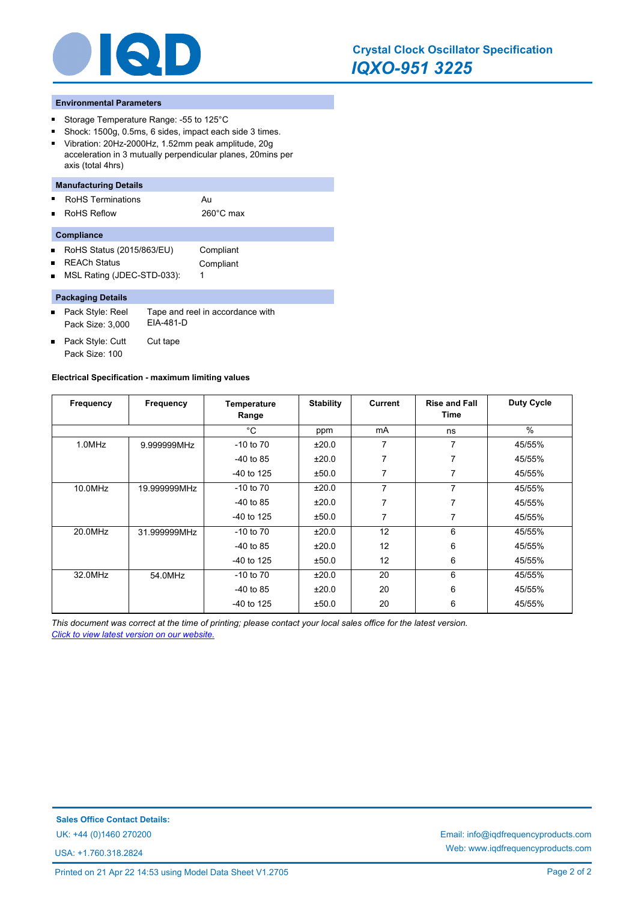## Environmental Parameters

- Storage Temperature Range: -55 to 125°C
- Shock: 1500g, 0.5ms, 6 sides, impact each side 3 times.
- Vibration: 20Hz-2000Hz, 1.52mm peak amplitude, 20g acceleration in 3 mutually perpendicular planes, 20mins per axis (total 4hrs)

## Manufacturing Details

- RoHS Terminations — Au
- RoHS Reflow — 260°C max

## Compliance

- RoHS Status (2015/863/EU) — Compliant
- REACh Status — Compliant
- MSL Rating (JDEC-STD-033): — 1

## Packaging Details

- Pack Style: Reel — Tape and reel in accordance with EIA-481-D
  Pack Size: 3,000
- Pack Style: Cutt — Cut tape
  Pack Size: 100

**Electrical Specification - maximum limiting values**

| Frequency | Frequency | Temperature Range | Stability | Current | Rise and Fall Time | Duty Cycle |
|---|---|---|---|---|---|---|
| | | °C | ppm | mA | ns | % |
| 1.0MHz | 9.999999MHz | -10 to 70 | ±20.0 | 7 | 7 | 45/55% |
| | | -40 to 85 | ±20.0 | 7 | 7 | 45/55% |
| | | -40 to 125 | ±50.0 | 7 | 7 | 45/55% |
| 10.0MHz | 19.999999MHz | -10 to 70 | ±20.0 | 7 | 7 | 45/55% |
| | | -40 to 85 | ±20.0 | 7 | 7 | 45/55% |
| | | -40 to 125 | ±50.0 | 7 | 7 | 45/55% |
| 20.0MHz | 31.999999MHz | -10 to 70 | ±20.0 | 12 | 6 | 45/55% |
| | | -40 to 85 | ±20.0 | 12 | 6 | 45/55% |
| | | -40 to 125 | ±50.0 | 12 | 6 | 45/55% |
| 32.0MHz | 54.0MHz | -10 to 70 | ±20.0 | 20 | 6 | 45/55% |
| | | -40 to 85 | ±20.0 | 20 | 6 | 45/55% |
| | | -40 to 125 | ±50.0 | 20 | 6 | 45/55% |

*This document was correct at the time of printing; please contact your local sales office for the latest version.*
*Click to view latest version on our website.*

**Sales Office Contact Details:**

UK: +44 (0)1460 270200

USA: +1.760.318.2824

Email: info@iqdfrequencyproducts.com

Web: www.iqdfrequencyproducts.com